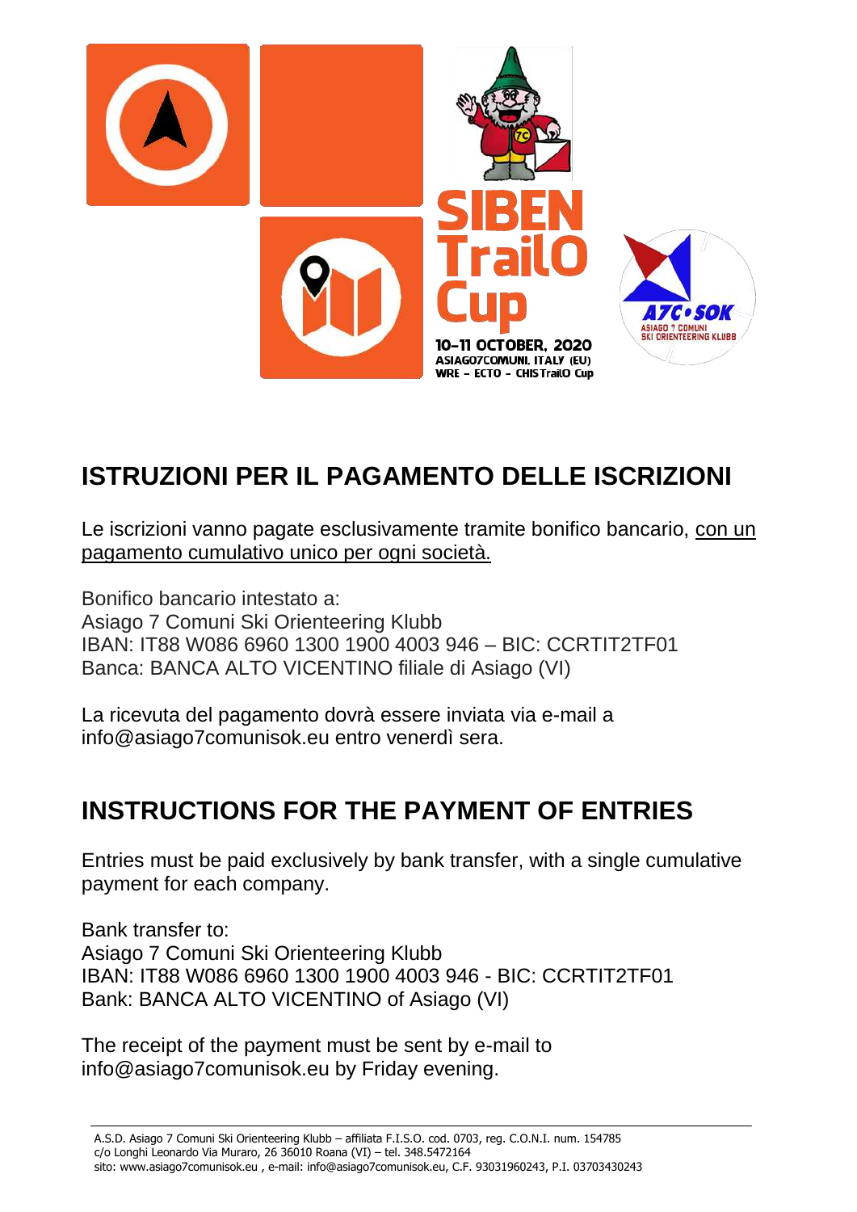SIBEN TrailO Cup

10-11 OCTOBER, 2020
ASIAGO7COMUNI, ITALY (EU)
WRE – ECTO – CHIS TrailO Cup

A7C•SOK
ASIAGO 7 COMUNI
SKI ORIENTEERING KLUBB

# ISTRUZIONI PER IL PAGAMENTO DELLE ISCRIZIONI

Le iscrizioni vanno pagate esclusivamente tramite bonifico bancario, <u>con un pagamento cumulativo unico per ogni società.</u>

Bonifico bancario intestato a:
Asiago 7 Comuni Ski Orienteering Klubb
IBAN: IT88 W086 6960 1300 1900 4003 946 – BIC: CCRTIT2TF01
Banca: BANCA ALTO VICENTINO filiale di Asiago (VI)

La ricevuta del pagamento dovrà essere inviata via e-mail a info@asiago7comunisok.eu entro venerdì sera.

# INSTRUCTIONS FOR THE PAYMENT OF ENTRIES

Entries must be paid exclusively by bank transfer, with a single cumulative payment for each company.

Bank transfer to:
Asiago 7 Comuni Ski Orienteering Klubb
IBAN: IT88 W086 6960 1300 1900 4003 946 - BIC: CCRTIT2TF01
Bank: BANCA ALTO VICENTINO of Asiago (VI)

The receipt of the payment must be sent by e-mail to info@asiago7comunisok.eu by Friday evening.

A.S.D. Asiago 7 Comuni Ski Orienteering Klubb – affiliata F.I.S.O. cod. 0703, reg. C.O.N.I. num. 154785
c/o Longhi Leonardo Via Muraro, 26 36010 Roana (VI) – tel. 348.5472164
sito: www.asiago7comunisok.eu , e-mail: info@asiago7comunisok.eu, C.F. 93031960243, P.I. 03703430243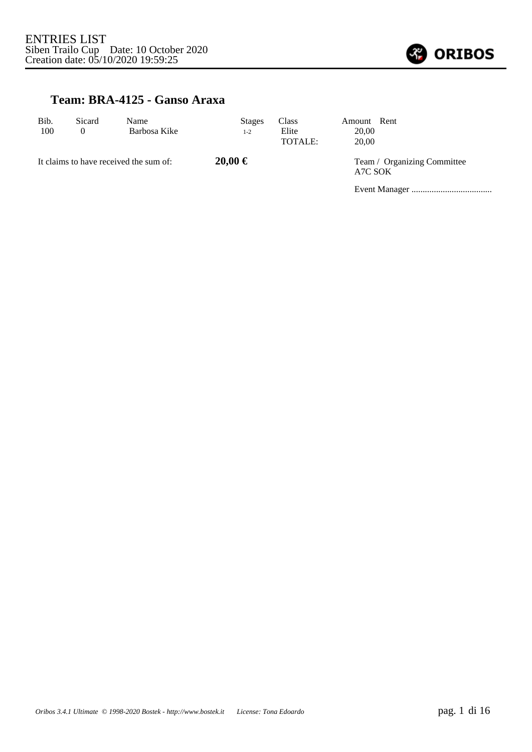ENTRIES LIST
Siben Trailo Cup    Date: 10 October 2020
Creation date: 05/10/2020 19:59:25

## Team: BRA-4125 - Ganso Araxa

| Bib. | Sicard | Name | Stages | Class | Amount | Rent |
|---|---|---|---|---|---|---|
| 100 | 0 | Barbosa Kike | 1-2 | Elite | 20,00 | |
| | | | | TOTALE: | 20,00 | |

It claims to have received the sum of: **20,00 €**

Team / Organizing Committee
A7C SOK

Event Manager ....................................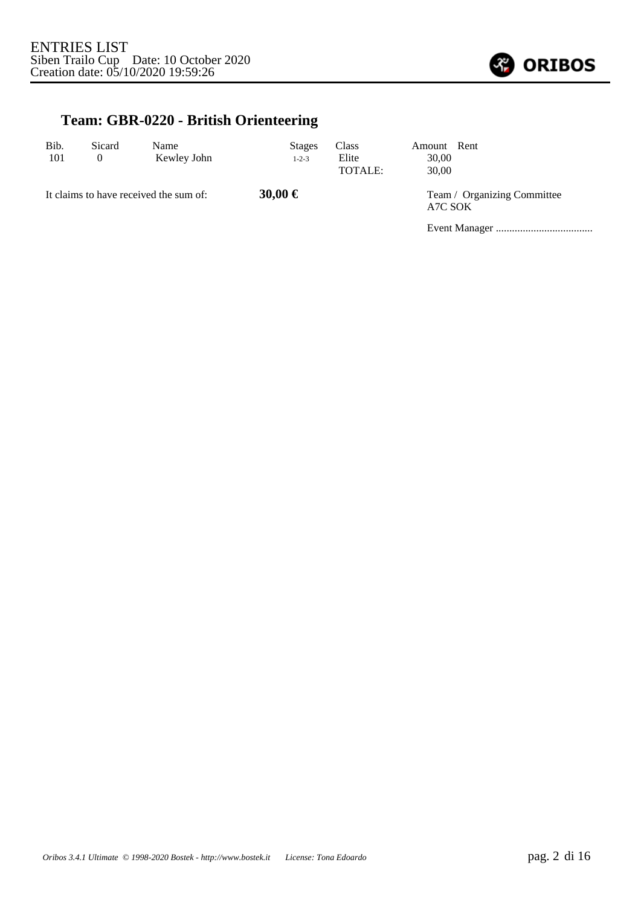ENTRIES LIST
Siben Trailo Cup    Date: 10 October 2020
Creation date: 05/10/2020 19:59:26

## Team: GBR-0220 - British Orienteering

| Bib. | Sicard | Name | Stages | Class | Amount | Rent |
|---|---|---|---|---|---|---|
| 101 | 0 | Kewley John | 1-2-3 | Elite | 30,00 | |
| | | | | TOTALE: | 30,00 | |

It claims to have received the sum of: **30,00 €**

Team / Organizing Committee
A7C SOK

Event Manager ....................................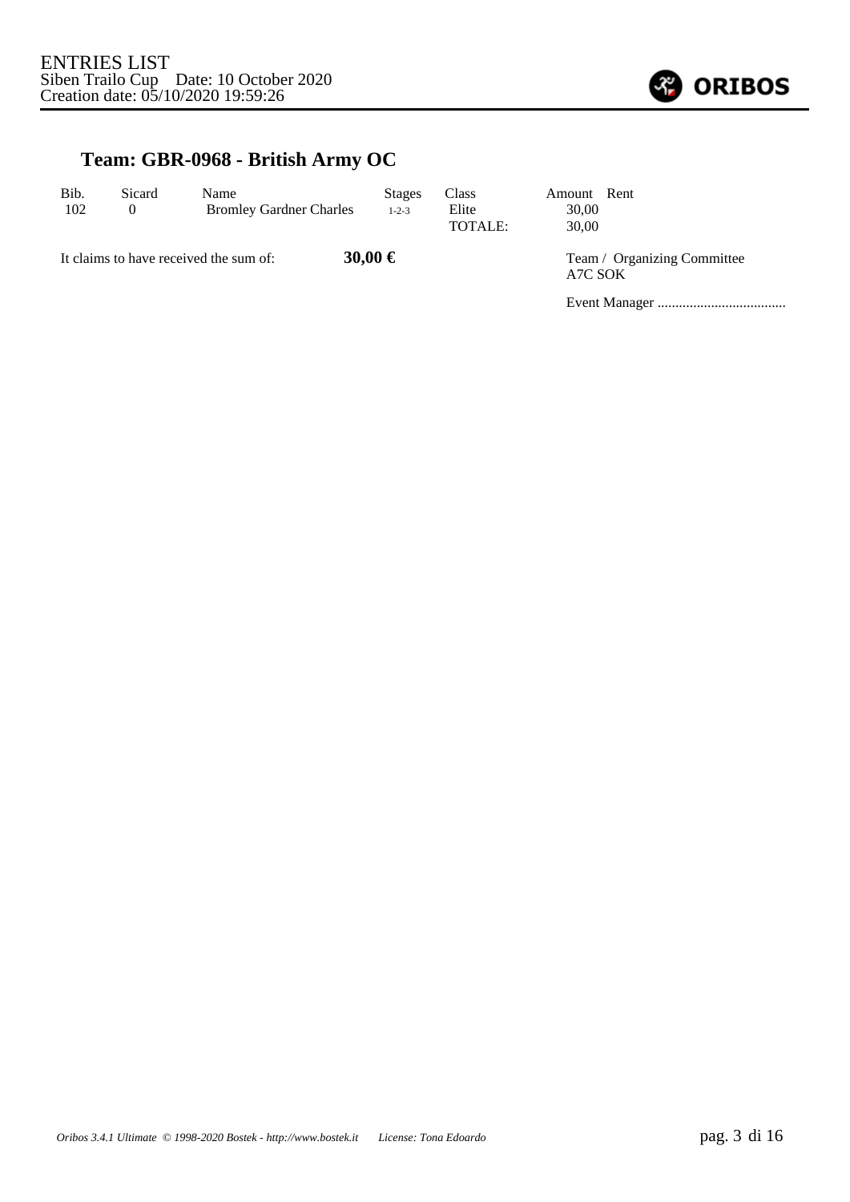ENTRIES LIST
Siben Trailo Cup    Date: 10 October 2020
Creation date: 05/10/2020 19:59:26

## Team: GBR-0968 - British Army OC

| Bib. | Sicard | Name | Stages | Class | Amount | Rent |
|---|---|---|---|---|---|---|
| 102 | 0 | Bromley Gardner Charles | 1-2-3 | Elite | 30,00 | |
| | | | | TOTALE: | 30,00 | |

It claims to have received the sum of: **30,00 €**

Team / Organizing Committee
A7C SOK

Event Manager ....................................

*Oribos 3.4.1 Ultimate © 1998-2020 Bostek - http://www.bostek.it    License: Tona Edoardo*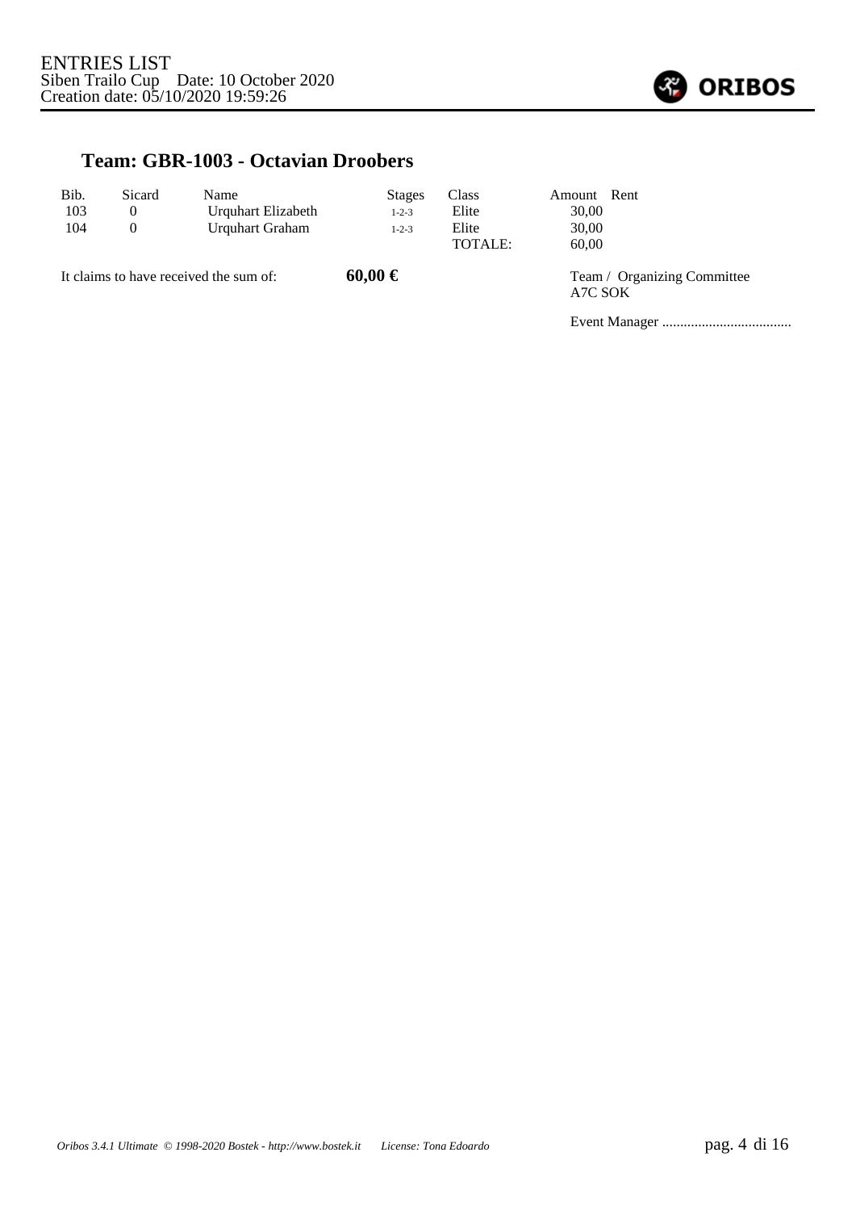## Team: GBR-1003 - Octavian Droobers

| Bib. | Sicard | Name | Stages | Class | Amount | Rent |
|---|---|---|---|---|---|---|
| 103 | 0 | Urquhart Elizabeth | 1-2-3 | Elite | 30,00 | |
| 104 | 0 | Urquhart Graham | 1-2-3 | Elite | 30,00 | |
| | | | | TOTALE: | 60,00 | |

It claims to have received the sum of: **60,00 €**

Team / Organizing Committee
A7C SOK

Event Manager ....................................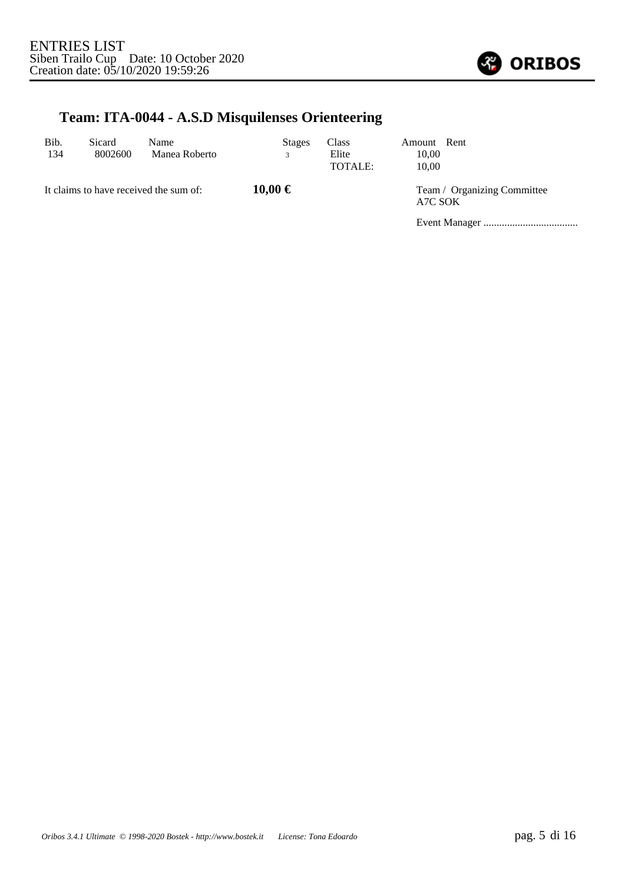ENTRIES LIST
Siben Trailo Cup Date: 10 October 2020
Creation date: 05/10/2020 19:59:26

## Team: ITA-0044 - A.S.D Misquilenses Orienteering

| Bib. | Sicard | Name | Stages | Class | Amount | Rent |
|---|---|---|---|---|---|---|
| 134 | 8002600 | Manea Roberto | 3 | Elite | 10,00 | |
| | | | | TOTALE: | 10,00 | |

It claims to have received the sum of: **10,00 €**

Team / Organizing Committee
A7C SOK

Event Manager ....................................

*Oribos 3.4.1 Ultimate © 1998-2020 Bostek - http://www.bostek.it License: Tona Edoardo*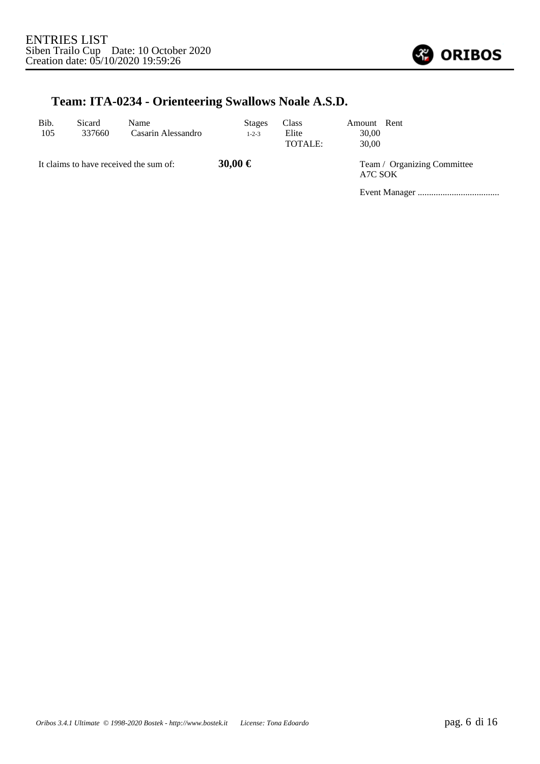ENTRIES LIST
Siben Trailo Cup Date: 10 October 2020
Creation date: 05/10/2020 19:59:26

## Team: ITA-0234 - Orienteering Swallows Noale A.S.D.

| Bib. | Sicard | Name | Stages | Class | Amount | Rent |
|---|---|---|---|---|---|---|
| 105 | 337660 | Casarin Alessandro | 1-2-3 | Elite | 30,00 | |
| | | | | TOTALE: | 30,00 | |

It claims to have received the sum of: **30,00 €**

Team / Organizing Committee
A7C SOK

Event Manager ....................................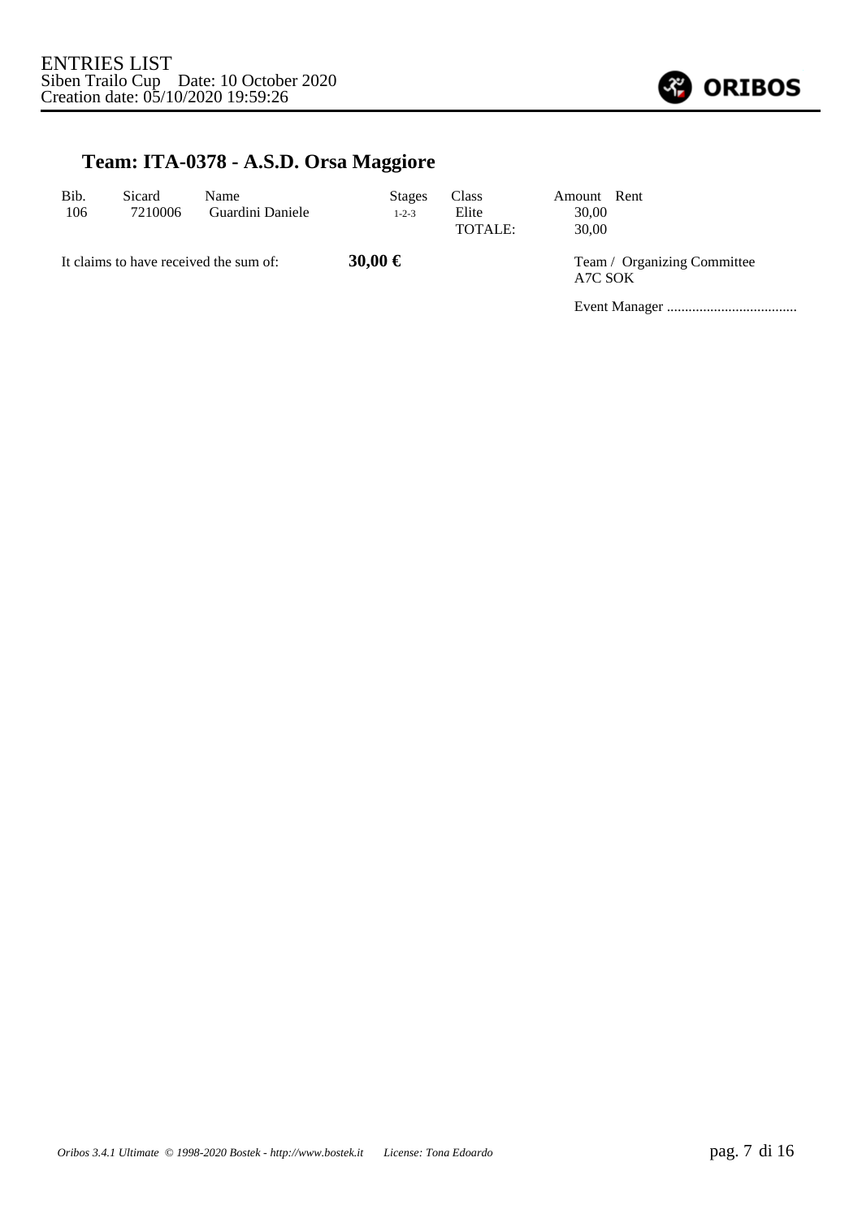ENTRIES LIST
Siben Trailo Cup Date: 10 October 2020
Creation date: 05/10/2020 19:59:26

## Team: ITA-0378 - A.S.D. Orsa Maggiore

| Bib. | Sicard | Name | Stages | Class | Amount | Rent |
|---|---|---|---|---|---|---|
| 106 | 7210006 | Guardini Daniele | 1-2-3 | Elite | 30,00 | |
| | | | | TOTALE: | 30,00 | |

It claims to have received the sum of: **30,00 €**

Team / Organizing Committee
A7C SOK

Event Manager ....................................

*Oribos 3.4.1 Ultimate © 1998-2020 Bostek - http://www.bostek.it License: Tona Edoardo*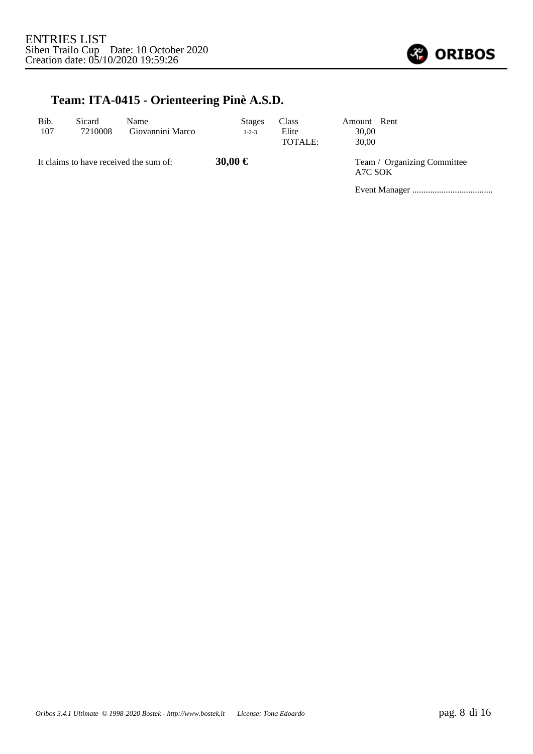ENTRIES LIST
Siben Trailo Cup Date: 10 October 2020
Creation date: 05/10/2020 19:59:26

## Team: ITA-0415 - Orienteering Pinè A.S.D.

| Bib. | Sicard | Name | Stages | Class | Amount | Rent |
|---|---|---|---|---|---|---|
| 107 | 7210008 | Giovannini Marco | 1-2-3 | Elite | 30,00 | |
| | | | | TOTALE: | 30,00 | |

It claims to have received the sum of: **30,00 €**

Team / Organizing Committee
A7C SOK

Event Manager ....................................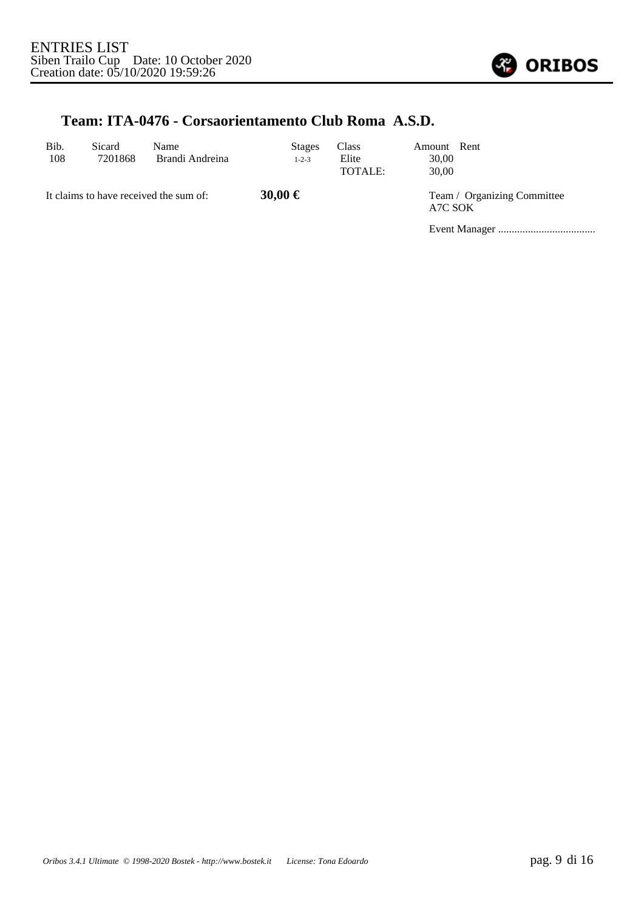## Team: ITA-0476 - Corsaorientamento Club Roma A.S.D.

| Bib. | Sicard | Name | Stages | Class | Amount | Rent |
|---|---|---|---|---|---|---|
| 108 | 7201868 | Brandi Andreina | 1-2-3 | Elite | 30,00 | |
| | | | | TOTALE: | 30,00 | |

It claims to have received the sum of: **30,00 €**

Team / Organizing Committee
A7C SOK

Event Manager ....................................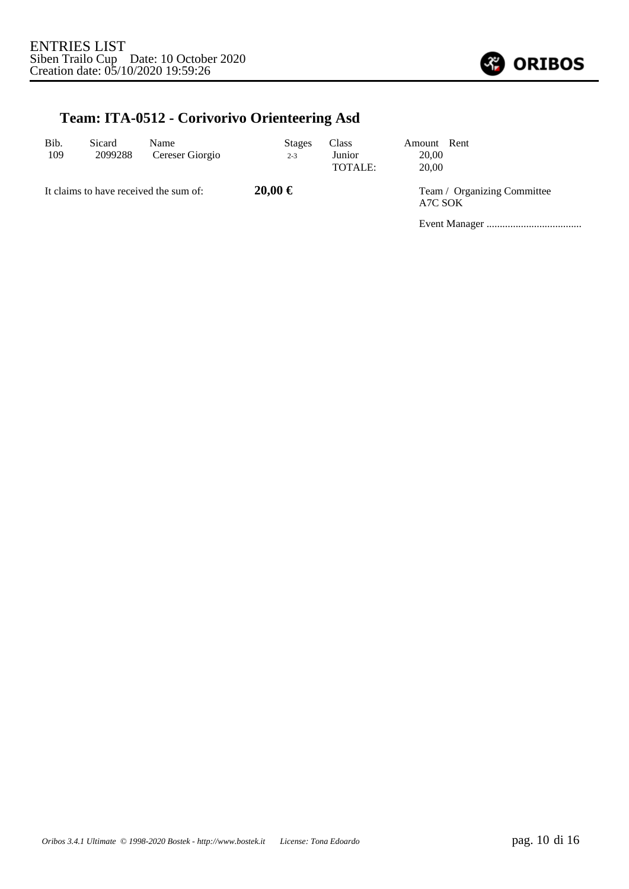ENTRIES LIST
Siben Trailo Cup Date: 10 October 2020
Creation date: 05/10/2020 19:59:26

## Team: ITA-0512 - Corivorivo Orienteering Asd

| Bib. | Sicard | Name | Stages | Class | Amount | Rent |
|---|---|---|---|---|---|---|
| 109 | 2099288 | Cereser Giorgio | 2-3 | Junior | 20,00 | |
| | | | | TOTALE: | 20,00 | |

It claims to have received the sum of: **20,00 €**

Team / Organizing Committee
A7C SOK

Event Manager ....................................

*Oribos 3.4.1 Ultimate © 1998-2020 Bostek - http://www.bostek.it License: Tona Edoardo*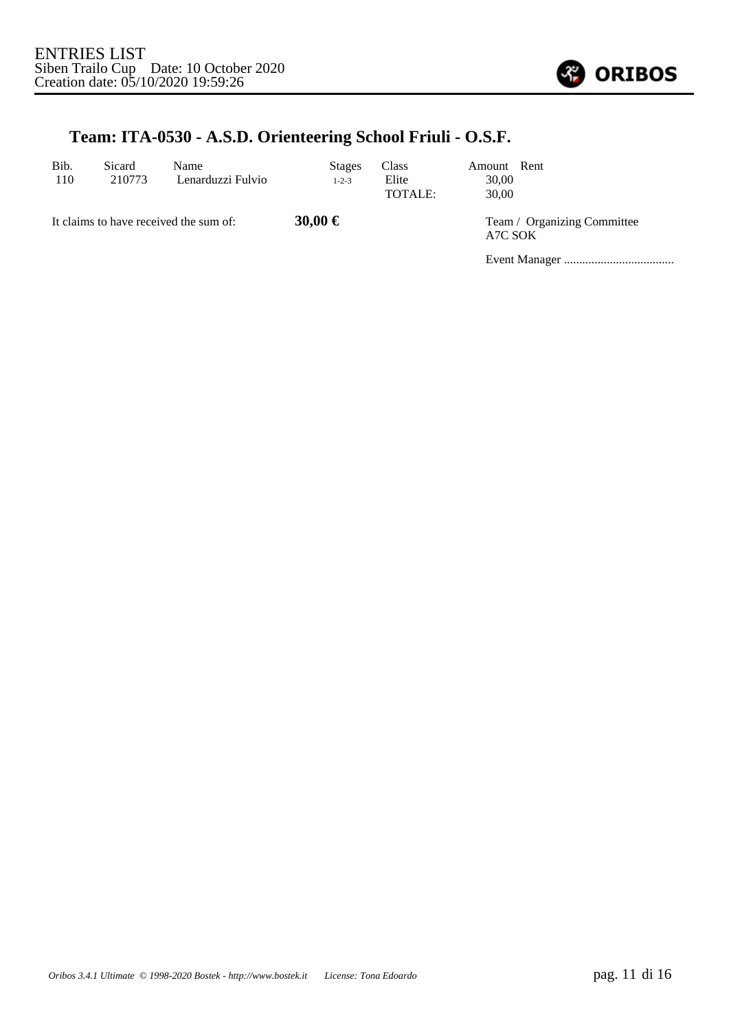## Team: ITA-0530 - A.S.D. Orienteering School Friuli - O.S.F.

| Bib. | Sicard | Name | Stages | Class | Amount | Rent |
|---|---|---|---|---|---|---|
| 110 | 210773 | Lenarduzzi Fulvio | 1-2-3 | Elite | 30,00 | |
| | | | | TOTALE: | 30,00 | |

It claims to have received the sum of: **30,00 €**

Team / Organizing Committee
A7C SOK

Event Manager ....................................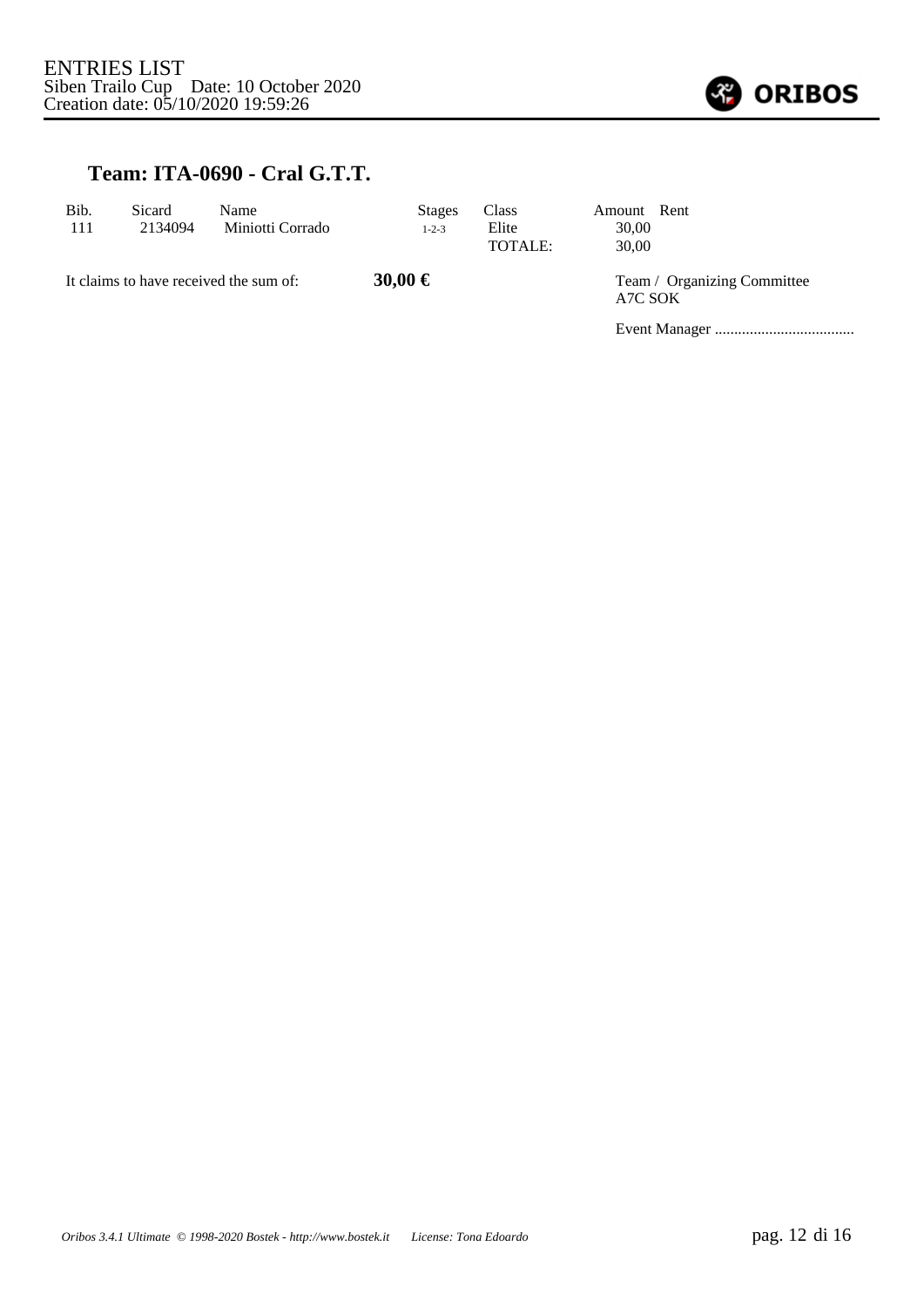## Team: ITA-0690 - Cral G.T.T.

| Bib. | Sicard | Name | Stages | Class | Amount | Rent |
|---|---|---|---|---|---|---|
| 111 | 2134094 | Miniotti Corrado | 1-2-3 | Elite | 30,00 | |
| | | | | TOTALE: | 30,00 | |

It claims to have received the sum of: **30,00 €**

Team / Organizing Committee
A7C SOK

Event Manager ....................................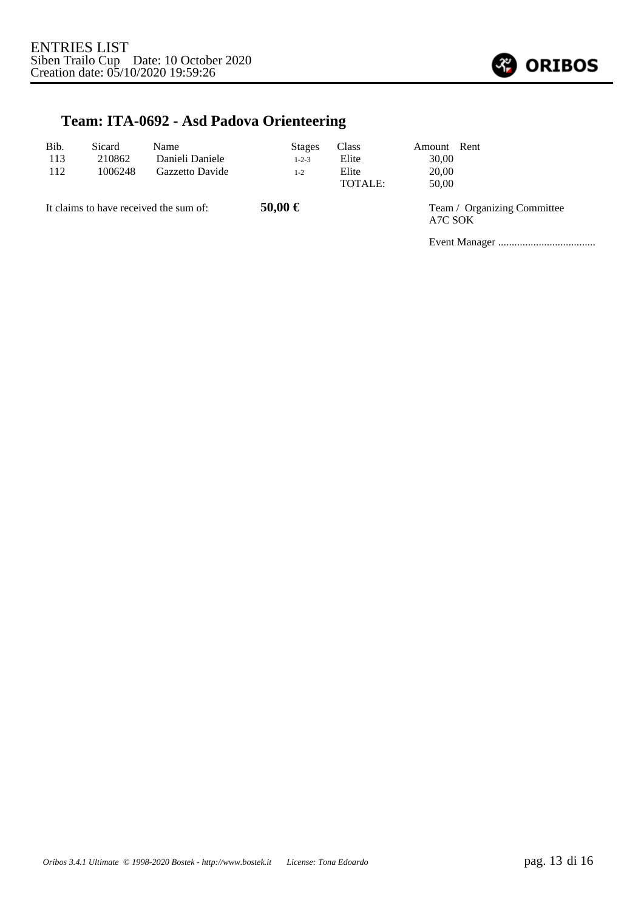ENTRIES LIST
Siben Trailo Cup Date: 10 October 2020
Creation date: 05/10/2020 19:59:26

## Team: ITA-0692 - Asd Padova Orienteering

| Bib. | Sicard | Name | Stages | Class | Amount | Rent |
|---|---|---|---|---|---|---|
| 113 | 210862 | Danieli Daniele | 1-2-3 | Elite | 30,00 | |
| 112 | 1006248 | Gazzetto Davide | 1-2 | Elite | 20,00 | |
| | | | | TOTALE: | 50,00 | |

It claims to have received the sum of: **50,00 €**

Team / Organizing Committee
A7C SOK

Event Manager ....................................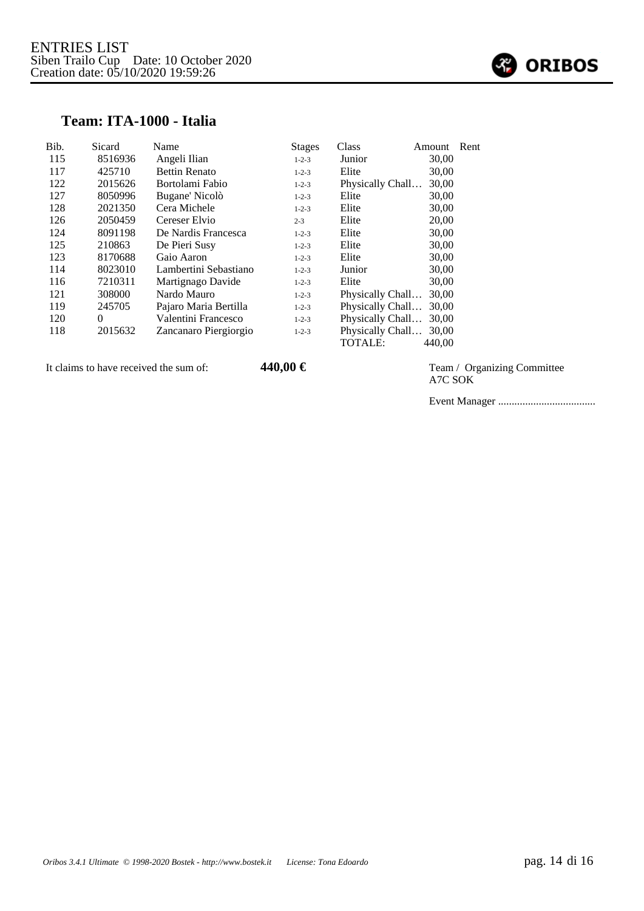ENTRIES LIST
Siben Trailo Cup    Date: 10 October 2020
Creation date: 05/10/2020 19:59:26

## Team: ITA-1000 - Italia

| Bib. | Sicard | Name | Stages | Class | Amount | Rent |
|---|---|---|---|---|---|---|
| 115 | 8516936 | Angeli Ilian | 1-2-3 | Junior | 30,00 | |
| 117 | 425710 | Bettin Renato | 1-2-3 | Elite | 30,00 | |
| 122 | 2015626 | Bortolami Fabio | 1-2-3 | Physically Chall… | 30,00 | |
| 127 | 8050996 | Bugane' Nicolò | 1-2-3 | Elite | 30,00 | |
| 128 | 2021350 | Cera Michele | 1-2-3 | Elite | 30,00 | |
| 126 | 2050459 | Cereser Elvio | 2-3 | Elite | 20,00 | |
| 124 | 8091198 | De Nardis Francesca | 1-2-3 | Elite | 30,00 | |
| 125 | 210863 | De Pieri Susy | 1-2-3 | Elite | 30,00 | |
| 123 | 8170688 | Gaio Aaron | 1-2-3 | Elite | 30,00 | |
| 114 | 8023010 | Lambertini Sebastiano | 1-2-3 | Junior | 30,00 | |
| 116 | 7210311 | Martignago Davide | 1-2-3 | Elite | 30,00 | |
| 121 | 308000 | Nardo Mauro | 1-2-3 | Physically Chall… | 30,00 | |
| 119 | 245705 | Pajaro Maria Bertilla | 1-2-3 | Physically Chall… | 30,00 | |
| 120 | 0 | Valentini Francesco | 1-2-3 | Physically Chall… | 30,00 | |
| 118 | 2015632 | Zancanaro Piergiorgio | 1-2-3 | Physically Chall… | 30,00 | |
| | | | | TOTALE: | 440,00 | |

It claims to have received the sum of: **440,00 €**

Team / Organizing Committee
A7C SOK

Event Manager ....................................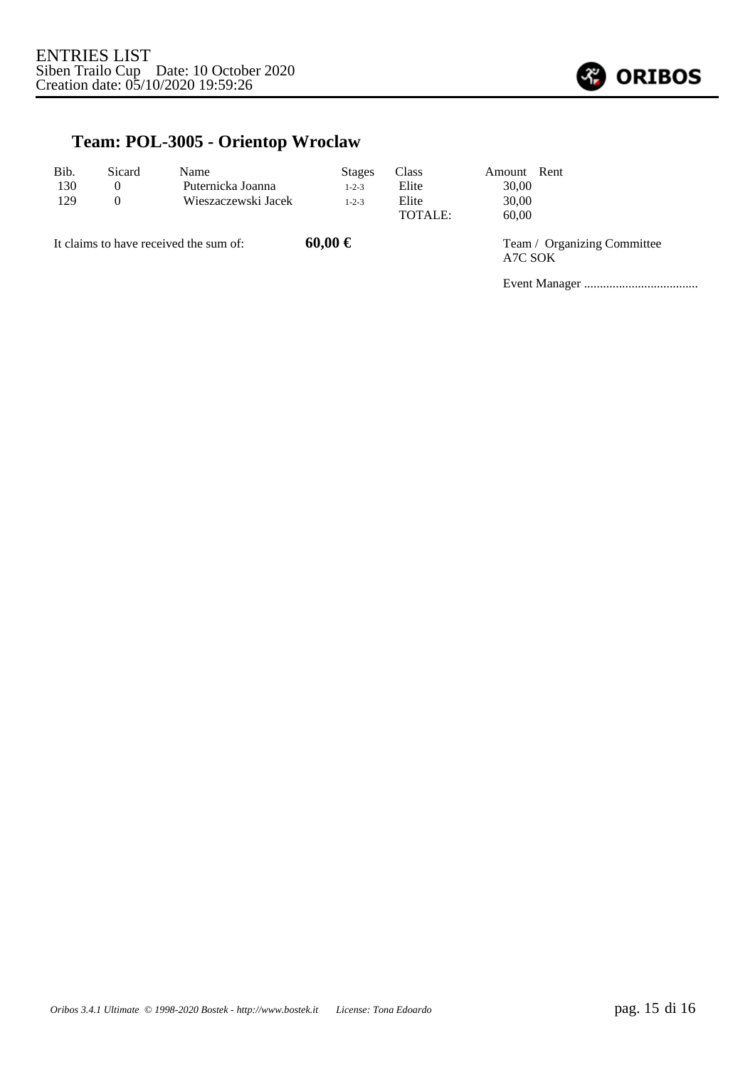ENTRIES LIST
Siben Trailo Cup    Date: 10 October 2020
Creation date: 05/10/2020 19:59:26

## Team: POL-3005 - Orientop Wroclaw

| Bib. | Sicard | Name | Stages | Class | Amount | Rent |
|---|---|---|---|---|---|---|
| 130 | 0 | Puternicka Joanna | 1-2-3 | Elite | 30,00 | |
| 129 | 0 | Wieszaczewski Jacek | 1-2-3 | Elite | 30,00 | |
| | | | | TOTALE: | 60,00 | |

It claims to have received the sum of: **60,00 €**

Team / Organizing Committee
A7C SOK

Event Manager ....................................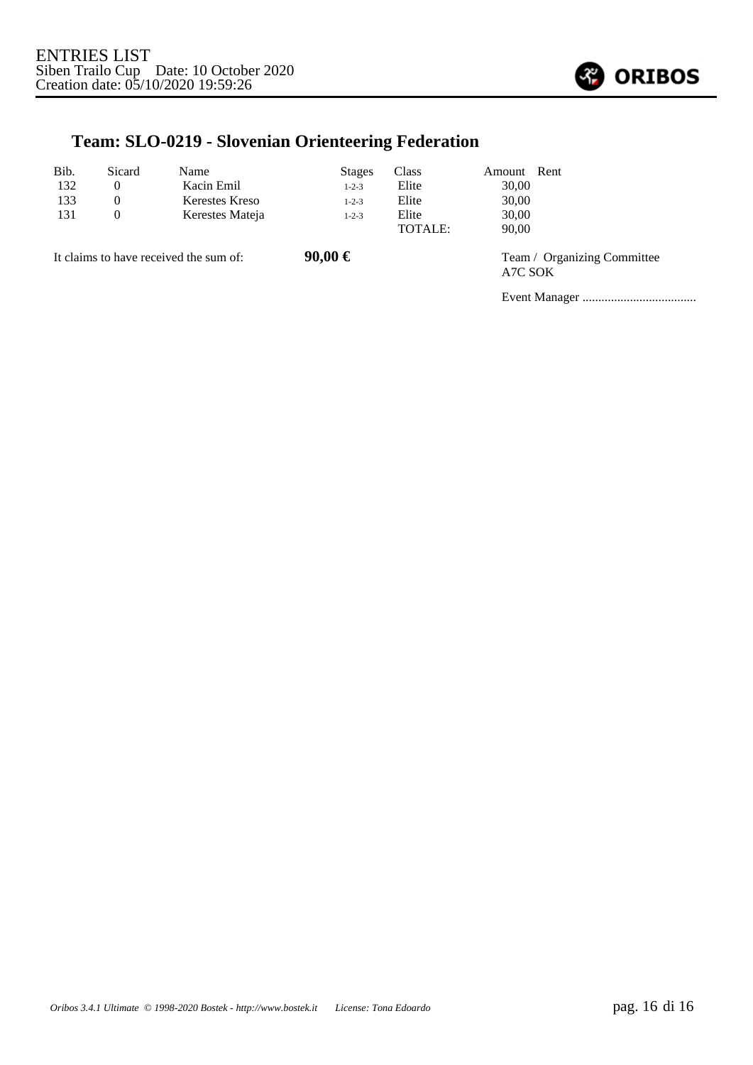ENTRIES LIST
Siben Trailo Cup Date: 10 October 2020
Creation date: 05/10/2020 19:59:26

## Team: SLO-0219 - Slovenian Orienteering Federation

| Bib. | Sicard | Name | Stages | Class | Amount | Rent |
|---|---|---|---|---|---|---|
| 132 | 0 | Kacin Emil | 1-2-3 | Elite | 30,00 | |
| 133 | 0 | Kerestes Kreso | 1-2-3 | Elite | 30,00 | |
| 131 | 0 | Kerestes Mateja | 1-2-3 | Elite | 30,00 | |
| | | | | TOTALE: | 90,00 | |

It claims to have received the sum of: **90,00 €**

Team / Organizing Committee
A7C SOK

Event Manager ....................................